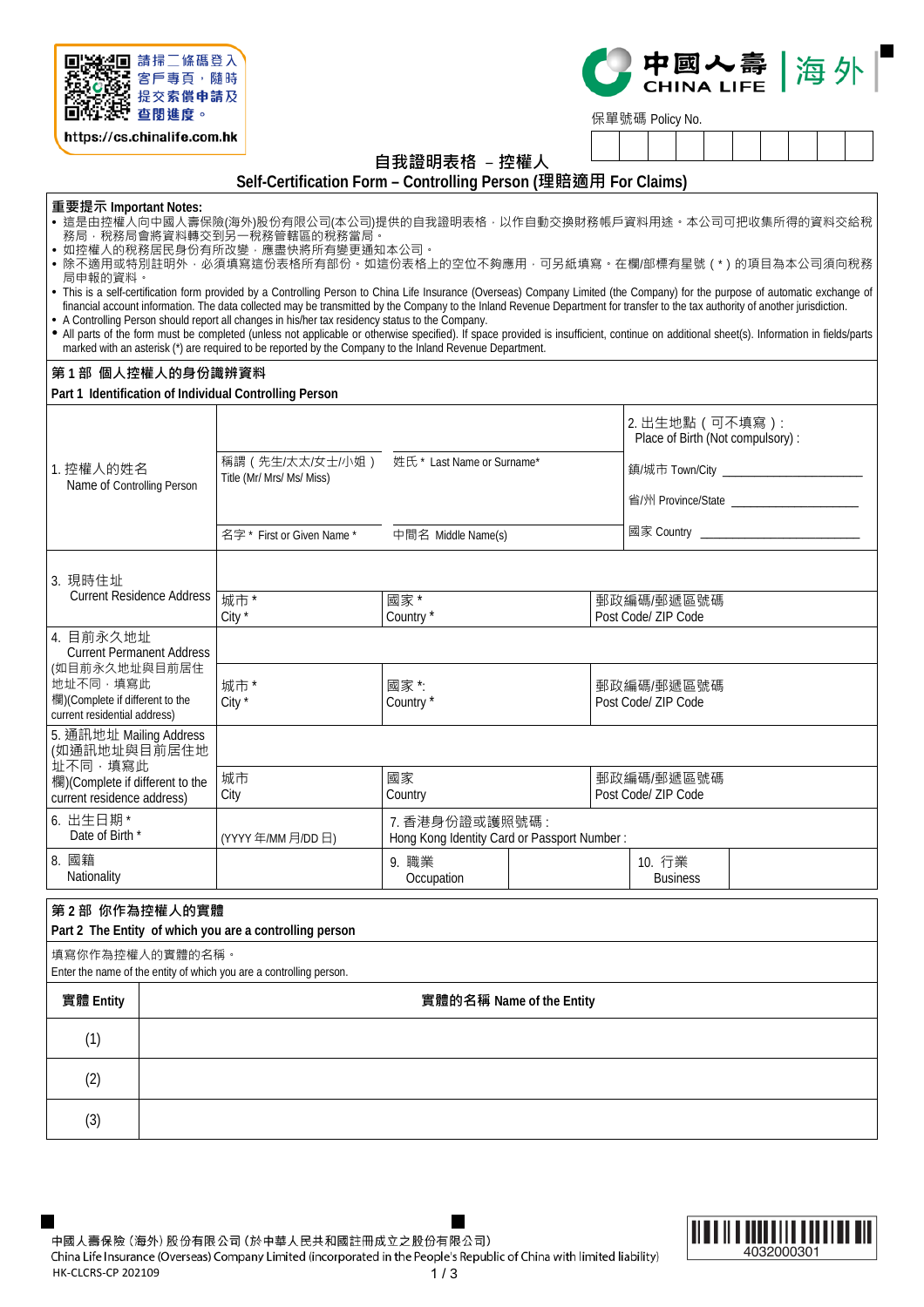請掃二維碼登入客戶專頁，隨時提交索償申請及查閱進度。
https://cs.chinalife.com.hk

中國人壽 海外 CHINA LIFE

保單號碼 Policy No.

| | | | | | | | | | |
|---|---|---|---|---|---|---|---|---|---|
| | | | | | | | | | |

# 自我證明表格 – 控權人
# Self-Certification Form – Controlling Person (理賠適用 For Claims)

**重要提示 Important Notes:**

- 這是由控權人向中國人壽保險(海外)股份有限公司(本公司)提供的自我證明表格，以作自動交換財務帳戶資料用途。本公司可把收集所得的資料交給稅務局，稅務局會將資料轉交到另一稅務管轄區的稅務當局。
- 如控權人的稅務居民身份有所改變，應盡快將所有變更通知本公司。
- 除不適用或特別註明外，必須填寫這份表格所有部份。如這份表格上的空位不夠應用，可另紙填寫。在欄/部標有星號（*）的項目為本公司須向稅務局申報的資料。
- This is a self-certification form provided by a Controlling Person to China Life Insurance (Overseas) Company Limited (the Company) for the purpose of automatic exchange of financial account information. The data collected may be transmitted by the Company to the Inland Revenue Department for transfer to the tax authority of another jurisdiction.
- A Controlling Person should report all changes in his/her tax residency status to the Company.
- All parts of the form must be completed (unless not applicable or otherwise specified). If space provided is insufficient, continue on additional sheet(s). Information in fields/parts marked with an asterisk (*) are required to be reported by the Company to the Inland Revenue Department.

## 第 1 部 個人控權人的身份識辨資料
## Part 1 Identification of Individual Controlling Person

| | | | |
|---|---|---|---|
| 1. 控權人的姓名<br>Name of Controlling Person | 稱謂（先生/太太/女士/小姐）<br>Title (Mr/ Mrs/ Ms/ Miss) | 姓氏 * Last Name or Surname* | 2. 出生地點（可不填寫）:<br>Place of Birth (Not compulsory) :<br>鎮/城市 Town/City ____<br>省/州 Province/State ____ |
| | 名字 * First or Given Name * | 中間名 Middle Name(s) | 國家 Country ____ |

| | | | |
|---|---|---|---|
| 3. 現時住址<br>Current Residence Address | | | |
| | 城市 *<br>City * | 國家 *<br>Country * | 郵政編碼/郵遞區號碼<br>Post Code/ ZIP Code |
| 4. 目前永久地址<br>Current Permanent Address<br>(如目前永久地址與目前居住地址不同，填寫此欄)(Complete if different to the current residential address) | | | |
| | 城市 *<br>City * | 國家 *:<br>Country * | 郵政編碼/郵遞區號碼<br>Post Code/ ZIP Code |
| 5. 通訊地址 Mailing Address<br>(如通訊地址與目前居住地址不同，填寫此欄)(Complete if different to the current residence address) | | | |
| | 城市<br>City | 國家<br>Country | 郵政編碼/郵遞區號碼<br>Post Code/ ZIP Code |
| 6. 出生日期 *<br>Date of Birth * | (YYYY 年/MM 月/DD 日) | 7. 香港身份證或護照號碼：<br>Hong Kong Identity Card or Passport Number : | |
| 8. 國籍<br>Nationality | | 9. 職業<br>Occupation | 10. 行業<br>Business |

## 第 2 部 你作為控權人的實體
## Part 2 The Entity of which you are a controlling person

填寫你作為控權人的實體的名稱。
Enter the name of the entity of which you are a controlling person.

| 實體 Entity | 實體的名稱 Name of the Entity |
|---|---|
| (1) | |
| (2) | |
| (3) | |

中國人壽保險（海外）股份有限公司（於中華人民共和國註冊成立之股份有限公司）
China Life Insurance (Overseas) Company Limited (incorporated in the People's Republic of China with limited liability)
HK-CLCRS-CP 202109

4032000301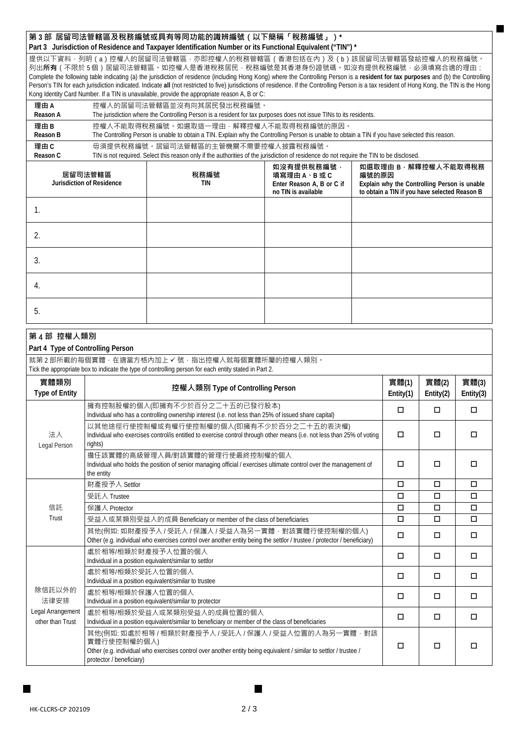## 第 3 部 居留司法管轄區及稅務編號或具有等同功能的識辨編號（以下簡稱「稅務編號」）*
## Part 3 Jurisdiction of Residence and Taxpayer Identification Number or its Functional Equivalent ("TIN") *

提供以下資料，列明（a）控權人的居留司法管轄區，亦即控權人的稅務管轄區（香港包括在內）及（b）該居留司法管轄區發給控權人的稅務編號。列出**所有**（不限於 5 個）居留司法管轄區。如控權人是香港稅務居民，稅務編號是其香港身份證號碼。如沒有提供稅務編號，必須填寫合適的理由：
Complete the following table indicating (a) the jurisdiction of residence (including Hong Kong) where the Controlling Person is a **resident for tax purposes** and (b) the Controlling Person's TIN for each jurisdiction indicated. Indicate **all** (not restricted to five) jurisdictions of residence. If the Controlling Person is a tax resident of Hong Kong, the TIN is the Hong Kong Identity Card Number. If a TIN is unavailable, provide the appropriate reason A, B or C:

| | |
|---|---|
| **理由 A**<br>**Reason A** | 控權人的居留司法管轄區並沒有向其居民發出稅務編號。<br>The jurisdiction where the Controlling Person is a resident for tax purposes does not issue TINs to its residents. |
| **理由 B**<br>**Reason B** | 控權人不能取得稅務編號。如選取這一理由，解釋控權人不能取得稅務編號的原因。<br>The Controlling Person is unable to obtain a TIN. Explain why the Controlling Person is unable to obtain a TIN if you have selected this reason. |
| **理由 C**<br>**Reason C** | 毋須提供稅務編號。居留司法管轄區的主管機關不需要控權人披露稅務編號。<br>TIN is not required. Select this reason only if the authorities of the jurisdiction of residence do not require the TIN to be disclosed. |

| 居留司法管轄區<br>Jurisdiction of Residence | 稅務編號<br>TIN | 如沒有提供稅務編號，填寫理由 A、B 或 C<br>Enter Reason A, B or C if no TIN is available | 如選取理由 B，解釋控權人不能取得稅務編號的原因<br>Explain why the Controlling Person is unable to obtain a TIN if you have selected Reason B |
|---|---|---|---|
| 1. | | | |
| 2. | | | |
| 3. | | | |
| 4. | | | |
| 5. | | | |

## 第 4 部 控權人類別
## Part 4 Type of Controlling Person

就第 2 部所載的每個實體，在適當方格內加上 ✓ 號，指出控權人就每個實體所屬的控權人類別。
Tick the appropriate box to indicate the type of controlling person for each entity stated in Part 2.

| 實體類別<br>Type of Entity | 控權人類別 Type of Controlling Person | 實體(1)<br>Entity(1) | 實體(2)<br>Entity(2) | 實體(3)<br>Entity(3) |
|---|---|---|---|---|
| 法人<br>Legal Person | 擁有控制股權的個人(即擁有不少於百分之二十五的已發行股本)<br>Individual who has a controlling ownership interest (i.e. not less than 25% of issued share capital) | ☐ | ☐ | ☐ |
| | 以其他途徑行使控制權或有權行使控制權的個人(即擁有不少於百分之二十五的表決權)<br>Individual who exercises control/is entitled to exercise control through other means (i.e. not less than 25% of voting rights) | ☐ | ☐ | ☐ |
| | 擔任該實體的高級管理人員/對該實體的管理行使最終控制權的個人<br>Individual who holds the position of senior managing official / exercises ultimate control over the management of the entity | ☐ | ☐ | ☐ |
| 信託<br>Trust | 財產授予人 Settlor | ☐ | ☐ | ☐ |
| | 受託人 Trustee | ☐ | ☐ | ☐ |
| | 保護人 Protector | ☐ | ☐ | ☐ |
| | 受益人或某類別受益人的成員 Beneficiary or member of the class of beneficiaries | ☐ | ☐ | ☐ |
| | 其他(例如: 如財產授予人 / 受託人 / 保護人 / 受益人為另一實體，對該實體行使控制權的個人)<br>Other (e.g. individual who exercises control over another entity being the settlor / trustee / protector / beneficiary) | ☐ | ☐ | ☐ |
| 除信託以外的法律安排<br>Legal Arrangement other than Trust | 處於相等/相類於財產授予人位置的個人<br>Individual in a position equivalent/similar to settlor | ☐ | ☐ | ☐ |
| | 處於相等/相類於受託人位置的個人<br>Individual in a position equivalent/similar to trustee | ☐ | ☐ | ☐ |
| | 處於相等/相類於保護人位置的個人<br>Individual in a position equivalent/similar to protector | ☐ | ☐ | ☐ |
| | 處於相等/相類於受益人或某類別受益人的成員位置的個人<br>Individual in a position equivalent/similar to beneficiary or member of the class of beneficiaries | ☐ | ☐ | ☐ |
| | 其他(例如: 如處於相等 / 相類於財產授予人 / 受託人 / 保護人 / 受益人位置的人為另一實體，對該實體行使控制權的個人)<br>Other (e.g. individual who exercises control over another entity being equivalent / similar to settlor / trustee / protector / beneficiary) | ☐ | ☐ | ☐ |

HK-CLCRS-CP 202109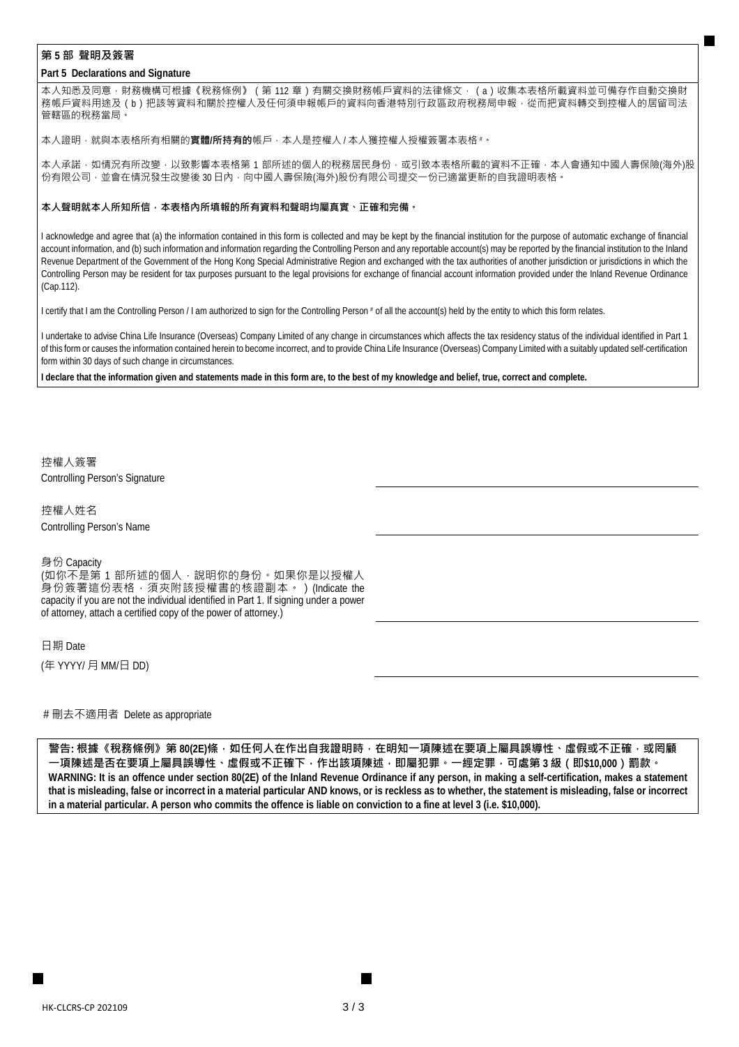## 第 5 部 聲明及簽署

**Part 5 Declarations and Signature**

本人知悉及同意，財務機構可根據《稅務條例》（第 112 章）有關交換財務帳戶資料的法律條文，（a）收集本表格所載資料並可備存作自動交換財務帳戶資料用途及（b）把該等資料和關於控權人及任何須申報帳戶的資料向香港特別行政區政府稅務局申報，從而把資料轉交到控權人的居留司法管轄區的稅務當局。

本人證明，就與本表格所有相關的**實體/所持有的**帳戶，本人是控權人 / 本人獲控權人授權簽署本表格 #。

本人承諾，如情況有所改變，以致影響本表格第 1 部所述的個人的稅務居民身份，或引致本表格所載的資料不正確，本人會通知中國人壽保險(海外)股份有限公司，並會在情況發生改變後 30 日內，向中國人壽保險(海外)股份有限公司提交一份已適當更新的自我證明表格。

**本人聲明就本人所知所信，本表格內所填報的所有資料和聲明均屬真實、正確和完備。**

I acknowledge and agree that (a) the information contained in this form is collected and may be kept by the financial institution for the purpose of automatic exchange of financial account information, and (b) such information and information regarding the Controlling Person and any reportable account(s) may be reported by the financial institution to the Inland Revenue Department of the Government of the Hong Kong Special Administrative Region and exchanged with the tax authorities of another jurisdiction or jurisdictions in which the Controlling Person may be resident for tax purposes pursuant to the legal provisions for exchange of financial account information provided under the Inland Revenue Ordinance (Cap.112).

I certify that I am the Controlling Person / I am authorized to sign for the Controlling Person # of all the account(s) held by the entity to which this form relates.

I undertake to advise China Life Insurance (Overseas) Company Limited of any change in circumstances which affects the tax residency status of the individual identified in Part 1 of this form or causes the information contained herein to become incorrect, and to provide China Life Insurance (Overseas) Company Limited with a suitably updated self-certification form within 30 days of such change in circumstances.

**I declare that the information given and statements made in this form are, to the best of my knowledge and belief, true, correct and complete.**

控權人簽署
Controlling Person's Signature ______________________________

控權人姓名
Controlling Person's Name ______________________________

身份 Capacity
(如你不是第 1 部所述的個人，說明你的身份。如果你是以授權人身份簽署這份表格，須夾附該授權書的核證副本。) (Indicate the capacity if you are not the individual identified in Part 1. If signing under a power of attorney, attach a certified copy of the power of attorney.) ______________________________

日期 Date
(年 YYYY/ 月 MM/日 DD) ______________________________

# 刪去不適用者 Delete as appropriate

**警告: 根據《稅務條例》第 80(2E)條，如任何人在作出自我證明時，在明知一項陳述在要項上屬具誤導性、虛假或不正確，或罔顧一項陳述是否在要項上屬具誤導性、虛假或不正確下，作出該項陳述，即屬犯罪。一經定罪，可處第 3 級（即$10,000）罰款。**
**WARNING: It is an offence under section 80(2E) of the Inland Revenue Ordinance if any person, in making a self-certification, makes a statement that is misleading, false or incorrect in a material particular AND knows, or is reckless as to whether, the statement is misleading, false or incorrect in a material particular. A person who commits the offence is liable on conviction to a fine at level 3 (i.e. $10,000).**

HK-CLCRS-CP 202109